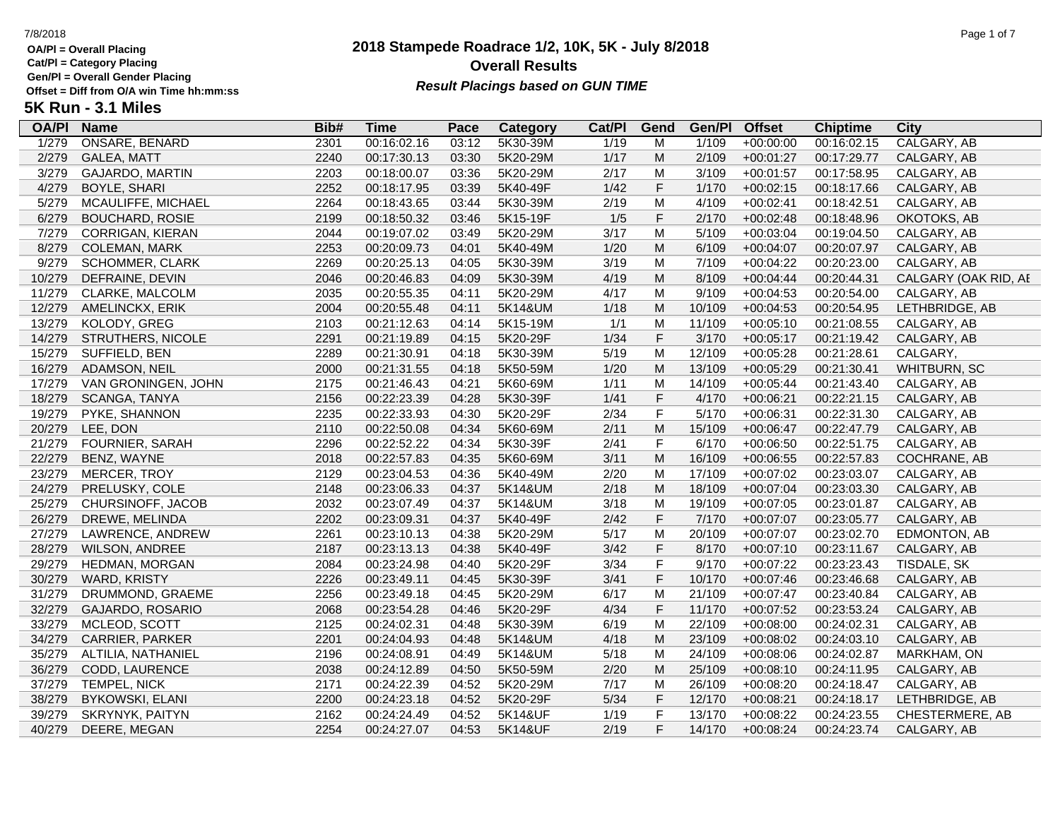OA/Pl = Overall Placing
Cat/Pl = Category Placing
Gen/Pl = Overall Gender Placing
Offset = Diff from O/A win Time hh:mm:ss

# 2018 Stampede Roadrace 1/2, 10K, 5K - July 8/2018

## Overall Results

***Result Placings based on GUN TIME***

### 5K Run - 3.1 Miles

| OA/Pl | Name | Bib# | Time | Pace | Category | Cat/Pl | Gend | Gen/Pl | Offset | Chiptime | City |
|---|---|---|---|---|---|---|---|---|---|---|---|
| 1/279 | ONSARE, BENARD | 2301 | 00:16:02.16 | 03:12 | 5K30-39M | 1/19 | M | 1/109 | +00:00:00 | 00:16:02.15 | CALGARY, AB |
| 2/279 | GALEA, MATT | 2240 | 00:17:30.13 | 03:30 | 5K20-29M | 1/17 | M | 2/109 | +00:01:27 | 00:17:29.77 | CALGARY, AB |
| 3/279 | GAJARDO, MARTIN | 2203 | 00:18:00.07 | 03:36 | 5K20-29M | 2/17 | M | 3/109 | +00:01:57 | 00:17:58.95 | CALGARY, AB |
| 4/279 | BOYLE, SHARI | 2252 | 00:18:17.95 | 03:39 | 5K40-49F | 1/42 | F | 1/170 | +00:02:15 | 00:18:17.66 | CALGARY, AB |
| 5/279 | MCAULIFFE, MICHAEL | 2264 | 00:18:43.65 | 03:44 | 5K30-39M | 2/19 | M | 4/109 | +00:02:41 | 00:18:42.51 | CALGARY, AB |
| 6/279 | BOUCHARD, ROSIE | 2199 | 00:18:50.32 | 03:46 | 5K15-19F | 1/5 | F | 2/170 | +00:02:48 | 00:18:48.96 | OKOTOKS, AB |
| 7/279 | CORRIGAN, KIERAN | 2044 | 00:19:07.02 | 03:49 | 5K20-29M | 3/17 | M | 5/109 | +00:03:04 | 00:19:04.50 | CALGARY, AB |
| 8/279 | COLEMAN, MARK | 2253 | 00:20:09.73 | 04:01 | 5K40-49M | 1/20 | M | 6/109 | +00:04:07 | 00:20:07.97 | CALGARY, AB |
| 9/279 | SCHOMMER, CLARK | 2269 | 00:20:25.13 | 04:05 | 5K30-39M | 3/19 | M | 7/109 | +00:04:22 | 00:20:23.00 | CALGARY, AB |
| 10/279 | DEFRAINE, DEVIN | 2046 | 00:20:46.83 | 04:09 | 5K30-39M | 4/19 | M | 8/109 | +00:04:44 | 00:20:44.31 | CALGARY (OAK RID, AE |
| 11/279 | CLARKE, MALCOLM | 2035 | 00:20:55.35 | 04:11 | 5K20-29M | 4/17 | M | 9/109 | +00:04:53 | 00:20:54.00 | CALGARY, AB |
| 12/279 | AMELINCKX, ERIK | 2004 | 00:20:55.48 | 04:11 | 5K14&UM | 1/18 | M | 10/109 | +00:04:53 | 00:20:54.95 | LETHBRIDGE, AB |
| 13/279 | KOLODY, GREG | 2103 | 00:21:12.63 | 04:14 | 5K15-19M | 1/1 | M | 11/109 | +00:05:10 | 00:21:08.55 | CALGARY, AB |
| 14/279 | STRUTHERS, NICOLE | 2291 | 00:21:19.89 | 04:15 | 5K20-29F | 1/34 | F | 3/170 | +00:05:17 | 00:21:19.42 | CALGARY, AB |
| 15/279 | SUFFIELD, BEN | 2289 | 00:21:30.91 | 04:18 | 5K30-39M | 5/19 | M | 12/109 | +00:05:28 | 00:21:28.61 | CALGARY, |
| 16/279 | ADAMSON, NEIL | 2000 | 00:21:31.55 | 04:18 | 5K50-59M | 1/20 | M | 13/109 | +00:05:29 | 00:21:30.41 | WHITBURN, SC |
| 17/279 | VAN GRONINGEN, JOHN | 2175 | 00:21:46.43 | 04:21 | 5K60-69M | 1/11 | M | 14/109 | +00:05:44 | 00:21:43.40 | CALGARY, AB |
| 18/279 | SCANGA, TANYA | 2156 | 00:22:23.39 | 04:28 | 5K30-39F | 1/41 | F | 4/170 | +00:06:21 | 00:22:21.15 | CALGARY, AB |
| 19/279 | PYKE, SHANNON | 2235 | 00:22:33.93 | 04:30 | 5K20-29F | 2/34 | F | 5/170 | +00:06:31 | 00:22:31.30 | CALGARY, AB |
| 20/279 | LEE, DON | 2110 | 00:22:50.08 | 04:34 | 5K60-69M | 2/11 | M | 15/109 | +00:06:47 | 00:22:47.79 | CALGARY, AB |
| 21/279 | FOURNIER, SARAH | 2296 | 00:22:52.22 | 04:34 | 5K30-39F | 2/41 | F | 6/170 | +00:06:50 | 00:22:51.75 | CALGARY, AB |
| 22/279 | BENZ, WAYNE | 2018 | 00:22:57.83 | 04:35 | 5K60-69M | 3/11 | M | 16/109 | +00:06:55 | 00:22:57.83 | COCHRANE, AB |
| 23/279 | MERCER, TROY | 2129 | 00:23:04.53 | 04:36 | 5K40-49M | 2/20 | M | 17/109 | +00:07:02 | 00:23:03.07 | CALGARY, AB |
| 24/279 | PRELUSKY, COLE | 2148 | 00:23:06.33 | 04:37 | 5K14&UM | 2/18 | M | 18/109 | +00:07:04 | 00:23:03.30 | CALGARY, AB |
| 25/279 | CHURSINOFF, JACOB | 2032 | 00:23:07.49 | 04:37 | 5K14&UM | 3/18 | M | 19/109 | +00:07:05 | 00:23:01.87 | CALGARY, AB |
| 26/279 | DREWE, MELINDA | 2202 | 00:23:09.31 | 04:37 | 5K40-49F | 2/42 | F | 7/170 | +00:07:07 | 00:23:05.77 | CALGARY, AB |
| 27/279 | LAWRENCE, ANDREW | 2261 | 00:23:10.13 | 04:38 | 5K20-29M | 5/17 | M | 20/109 | +00:07:07 | 00:23:02.70 | EDMONTON, AB |
| 28/279 | WILSON, ANDREE | 2187 | 00:23:13.13 | 04:38 | 5K40-49F | 3/42 | F | 8/170 | +00:07:10 | 00:23:11.67 | CALGARY, AB |
| 29/279 | HEDMAN, MORGAN | 2084 | 00:23:24.98 | 04:40 | 5K20-29F | 3/34 | F | 9/170 | +00:07:22 | 00:23:23.43 | TISDALE, SK |
| 30/279 | WARD, KRISTY | 2226 | 00:23:49.11 | 04:45 | 5K30-39F | 3/41 | F | 10/170 | +00:07:46 | 00:23:46.68 | CALGARY, AB |
| 31/279 | DRUMMOND, GRAEME | 2256 | 00:23:49.18 | 04:45 | 5K20-29M | 6/17 | M | 21/109 | +00:07:47 | 00:23:40.84 | CALGARY, AB |
| 32/279 | GAJARDO, ROSARIO | 2068 | 00:23:54.28 | 04:46 | 5K20-29F | 4/34 | F | 11/170 | +00:07:52 | 00:23:53.24 | CALGARY, AB |
| 33/279 | MCLEOD, SCOTT | 2125 | 00:24:02.31 | 04:48 | 5K30-39M | 6/19 | M | 22/109 | +00:08:00 | 00:24:02.31 | CALGARY, AB |
| 34/279 | CARRIER, PARKER | 2201 | 00:24:04.93 | 04:48 | 5K14&UM | 4/18 | M | 23/109 | +00:08:02 | 00:24:03.10 | CALGARY, AB |
| 35/279 | ALTILIA, NATHANIEL | 2196 | 00:24:08.91 | 04:49 | 5K14&UM | 5/18 | M | 24/109 | +00:08:06 | 00:24:02.87 | MARKHAM, ON |
| 36/279 | CODD, LAURENCE | 2038 | 00:24:12.89 | 04:50 | 5K50-59M | 2/20 | M | 25/109 | +00:08:10 | 00:24:11.95 | CALGARY, AB |
| 37/279 | TEMPEL, NICK | 2171 | 00:24:22.39 | 04:52 | 5K20-29M | 7/17 | M | 26/109 | +00:08:20 | 00:24:18.47 | CALGARY, AB |
| 38/279 | BYKOWSKI, ELANI | 2200 | 00:24:23.18 | 04:52 | 5K20-29F | 5/34 | F | 12/170 | +00:08:21 | 00:24:18.17 | LETHBRIDGE, AB |
| 39/279 | SKRYNYK, PAITYN | 2162 | 00:24:24.49 | 04:52 | 5K14&UF | 1/19 | F | 13/170 | +00:08:22 | 00:24:23.55 | CHESTERMERE, AB |
| 40/279 | DEERE, MEGAN | 2254 | 00:24:27.07 | 04:53 | 5K14&UF | 2/19 | F | 14/170 | +00:08:24 | 00:24:23.74 | CALGARY, AB |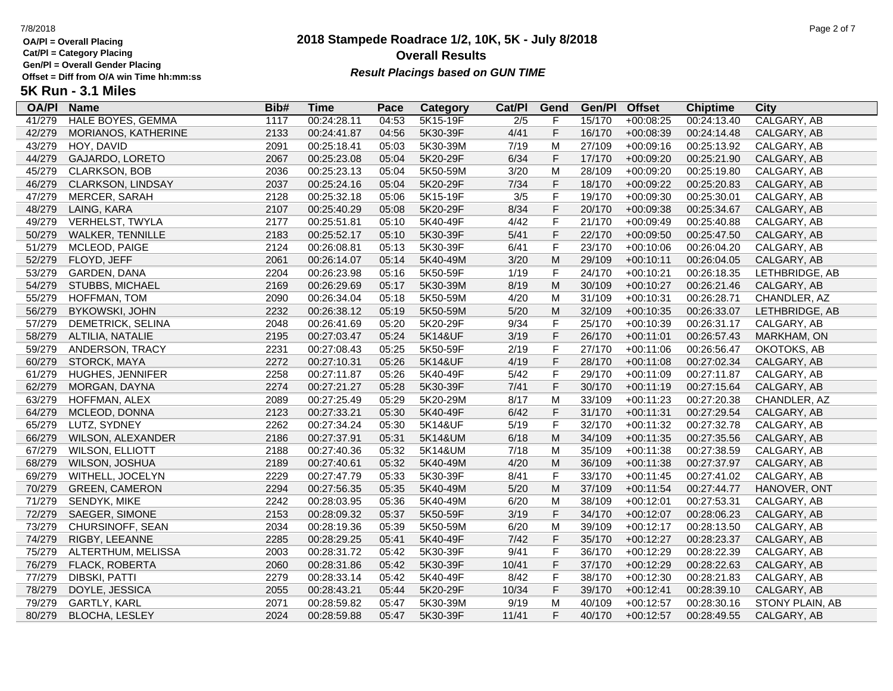# 2018 Stampede Roadrace 1/2, 10K, 5K - July 8/2018

## Overall Results

***Result Placings based on GUN TIME***

**OA/Pl = Overall Placing**
**Cat/Pl = Category Placing**
**Gen/Pl = Overall Gender Placing**
**Offset = Diff from O/A win Time hh:mm:ss**

## 5K Run - 3.1 Miles

| OA/Pl | Name | Bib# | Time | Pace | Category | Cat/Pl | Gend | Gen/Pl | Offset | Chiptime | City |
|---|---|---|---|---|---|---|---|---|---|---|---|
| 41/279 | HALE BOYES, GEMMA | 1117 | 00:24:28.11 | 04:53 | 5K15-19F | 2/5 | F | 15/170 | +00:08:25 | 00:24:13.40 | CALGARY, AB |
| 42/279 | MORIANOS, KATHERINE | 2133 | 00:24:41.87 | 04:56 | 5K30-39F | 4/41 | F | 16/170 | +00:08:39 | 00:24:14.48 | CALGARY, AB |
| 43/279 | HOY, DAVID | 2091 | 00:25:18.41 | 05:03 | 5K30-39M | 7/19 | M | 27/109 | +00:09:16 | 00:25:13.92 | CALGARY, AB |
| 44/279 | GAJARDO, LORETO | 2067 | 00:25:23.08 | 05:04 | 5K20-29F | 6/34 | F | 17/170 | +00:09:20 | 00:25:21.90 | CALGARY, AB |
| 45/279 | CLARKSON, BOB | 2036 | 00:25:23.13 | 05:04 | 5K50-59M | 3/20 | M | 28/109 | +00:09:20 | 00:25:19.80 | CALGARY, AB |
| 46/279 | CLARKSON, LINDSAY | 2037 | 00:25:24.16 | 05:04 | 5K20-29F | 7/34 | F | 18/170 | +00:09:22 | 00:25:20.83 | CALGARY, AB |
| 47/279 | MERCER, SARAH | 2128 | 00:25:32.18 | 05:06 | 5K15-19F | 3/5 | F | 19/170 | +00:09:30 | 00:25:30.01 | CALGARY, AB |
| 48/279 | LAING, KARA | 2107 | 00:25:40.29 | 05:08 | 5K20-29F | 8/34 | F | 20/170 | +00:09:38 | 00:25:34.67 | CALGARY, AB |
| 49/279 | VERHELST, TWYLA | 2177 | 00:25:51.81 | 05:10 | 5K40-49F | 4/42 | F | 21/170 | +00:09:49 | 00:25:40.88 | CALGARY, AB |
| 50/279 | WALKER, TENNILLE | 2183 | 00:25:52.17 | 05:10 | 5K30-39F | 5/41 | F | 22/170 | +00:09:50 | 00:25:47.50 | CALGARY, AB |
| 51/279 | MCLEOD, PAIGE | 2124 | 00:26:08.81 | 05:13 | 5K30-39F | 6/41 | F | 23/170 | +00:10:06 | 00:26:04.20 | CALGARY, AB |
| 52/279 | FLOYD, JEFF | 2061 | 00:26:14.07 | 05:14 | 5K40-49M | 3/20 | M | 29/109 | +00:10:11 | 00:26:04.05 | CALGARY, AB |
| 53/279 | GARDEN, DANA | 2204 | 00:26:23.98 | 05:16 | 5K50-59F | 1/19 | F | 24/170 | +00:10:21 | 00:26:18.35 | LETHBRIDGE, AB |
| 54/279 | STUBBS, MICHAEL | 2169 | 00:26:29.69 | 05:17 | 5K30-39M | 8/19 | M | 30/109 | +00:10:27 | 00:26:21.46 | CALGARY, AB |
| 55/279 | HOFFMAN, TOM | 2090 | 00:26:34.04 | 05:18 | 5K50-59M | 4/20 | M | 31/109 | +00:10:31 | 00:26:28.71 | CHANDLER, AZ |
| 56/279 | BYKOWSKI, JOHN | 2232 | 00:26:38.12 | 05:19 | 5K50-59M | 5/20 | M | 32/109 | +00:10:35 | 00:26:33.07 | LETHBRIDGE, AB |
| 57/279 | DEMETRICK, SELINA | 2048 | 00:26:41.69 | 05:20 | 5K20-29F | 9/34 | F | 25/170 | +00:10:39 | 00:26:31.17 | CALGARY, AB |
| 58/279 | ALTILIA, NATALIE | 2195 | 00:27:03.47 | 05:24 | 5K14&UF | 3/19 | F | 26/170 | +00:11:01 | 00:26:57.43 | MARKHAM, ON |
| 59/279 | ANDERSON, TRACY | 2231 | 00:27:08.43 | 05:25 | 5K50-59F | 2/19 | F | 27/170 | +00:11:06 | 00:26:56.47 | OKOTOKS, AB |
| 60/279 | STORCK, MAYA | 2272 | 00:27:10.31 | 05:26 | 5K14&UF | 4/19 | F | 28/170 | +00:11:08 | 00:27:02.34 | CALGARY, AB |
| 61/279 | HUGHES, JENNIFER | 2258 | 00:27:11.87 | 05:26 | 5K40-49F | 5/42 | F | 29/170 | +00:11:09 | 00:27:11.87 | CALGARY, AB |
| 62/279 | MORGAN, DAYNA | 2274 | 00:27:21.27 | 05:28 | 5K30-39F | 7/41 | F | 30/170 | +00:11:19 | 00:27:15.64 | CALGARY, AB |
| 63/279 | HOFFMAN, ALEX | 2089 | 00:27:25.49 | 05:29 | 5K20-29M | 8/17 | M | 33/109 | +00:11:23 | 00:27:20.38 | CHANDLER, AZ |
| 64/279 | MCLEOD, DONNA | 2123 | 00:27:33.21 | 05:30 | 5K40-49F | 6/42 | F | 31/170 | +00:11:31 | 00:27:29.54 | CALGARY, AB |
| 65/279 | LUTZ, SYDNEY | 2262 | 00:27:34.24 | 05:30 | 5K14&UF | 5/19 | F | 32/170 | +00:11:32 | 00:27:32.78 | CALGARY, AB |
| 66/279 | WILSON, ALEXANDER | 2186 | 00:27:37.91 | 05:31 | 5K14&UM | 6/18 | M | 34/109 | +00:11:35 | 00:27:35.56 | CALGARY, AB |
| 67/279 | WILSON, ELLIOTT | 2188 | 00:27:40.36 | 05:32 | 5K14&UM | 7/18 | M | 35/109 | +00:11:38 | 00:27:38.59 | CALGARY, AB |
| 68/279 | WILSON, JOSHUA | 2189 | 00:27:40.61 | 05:32 | 5K40-49M | 4/20 | M | 36/109 | +00:11:38 | 00:27:37.97 | CALGARY, AB |
| 69/279 | WITHELL, JOCELYN | 2229 | 00:27:47.79 | 05:33 | 5K30-39F | 8/41 | F | 33/170 | +00:11:45 | 00:27:41.02 | CALGARY, AB |
| 70/279 | GREEN, CAMERON | 2294 | 00:27:56.35 | 05:35 | 5K40-49M | 5/20 | M | 37/109 | +00:11:54 | 00:27:44.77 | HANOVER, ONT |
| 71/279 | SENDYK, MIKE | 2242 | 00:28:03.95 | 05:36 | 5K40-49M | 6/20 | M | 38/109 | +00:12:01 | 00:27:53.31 | CALGARY, AB |
| 72/279 | SAEGER, SIMONE | 2153 | 00:28:09.32 | 05:37 | 5K50-59F | 3/19 | F | 34/170 | +00:12:07 | 00:28:06.23 | CALGARY, AB |
| 73/279 | CHURSINOFF, SEAN | 2034 | 00:28:19.36 | 05:39 | 5K50-59M | 6/20 | M | 39/109 | +00:12:17 | 00:28:13.50 | CALGARY, AB |
| 74/279 | RIGBY, LEEANNE | 2285 | 00:28:29.25 | 05:41 | 5K40-49F | 7/42 | F | 35/170 | +00:12:27 | 00:28:23.37 | CALGARY, AB |
| 75/279 | ALTERTHUM, MELISSA | 2003 | 00:28:31.72 | 05:42 | 5K30-39F | 9/41 | F | 36/170 | +00:12:29 | 00:28:22.39 | CALGARY, AB |
| 76/279 | FLACK, ROBERTA | 2060 | 00:28:31.86 | 05:42 | 5K30-39F | 10/41 | F | 37/170 | +00:12:29 | 00:28:22.63 | CALGARY, AB |
| 77/279 | DIBSKI, PATTI | 2279 | 00:28:33.14 | 05:42 | 5K40-49F | 8/42 | F | 38/170 | +00:12:30 | 00:28:21.83 | CALGARY, AB |
| 78/279 | DOYLE, JESSICA | 2055 | 00:28:43.21 | 05:44 | 5K20-29F | 10/34 | F | 39/170 | +00:12:41 | 00:28:39.10 | CALGARY, AB |
| 79/279 | GARTLY, KARL | 2071 | 00:28:59.82 | 05:47 | 5K30-39M | 9/19 | M | 40/109 | +00:12:57 | 00:28:30.16 | STONY PLAIN, AB |
| 80/279 | BLOCHA, LESLEY | 2024 | 00:28:59.88 | 05:47 | 5K30-39F | 11/41 | F | 40/170 | +00:12:57 | 00:28:49.55 | CALGARY, AB |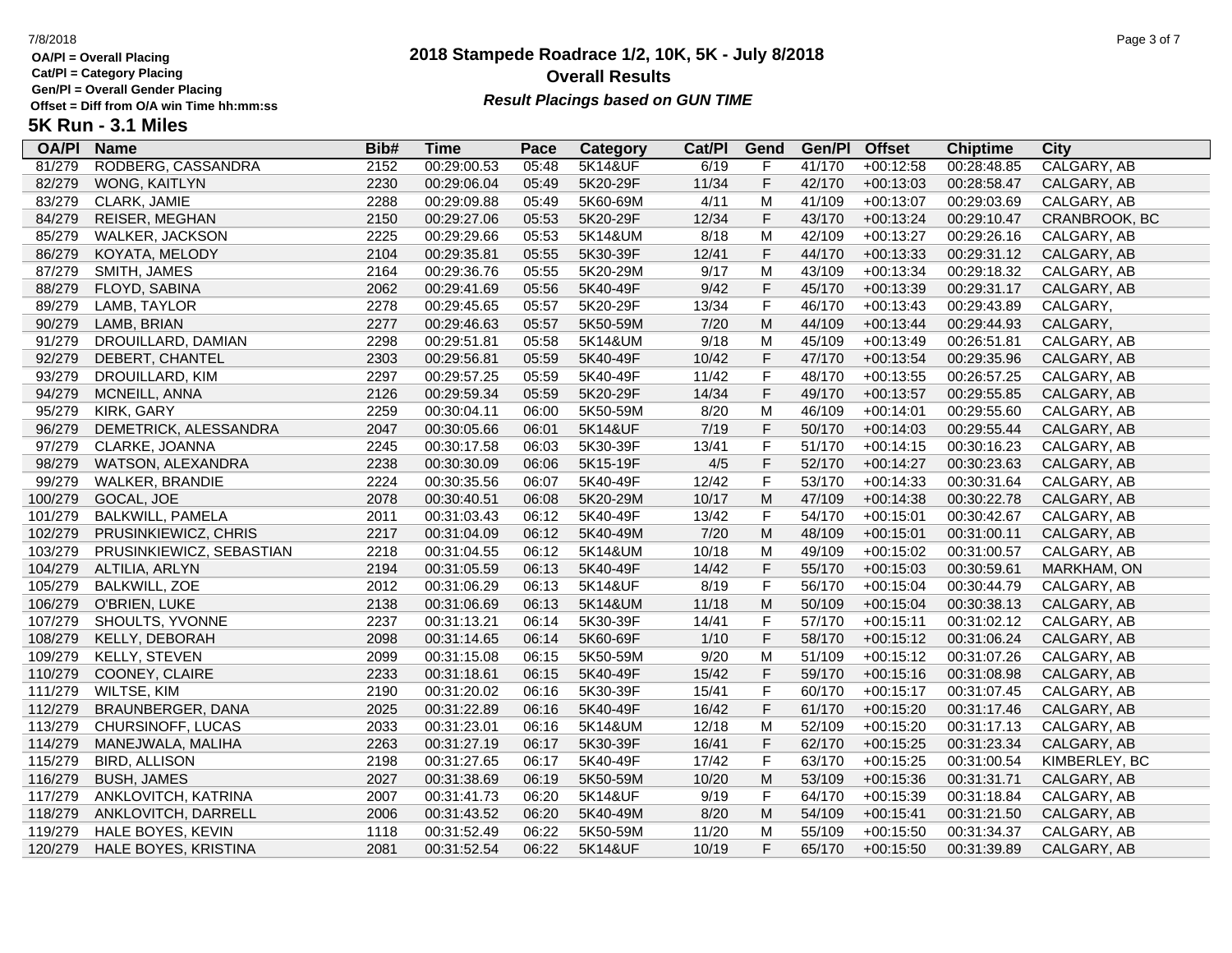# 2018 Stampede Roadrace 1/2, 10K, 5K - July 8/2018

## Overall Results

***Result Placings based on GUN TIME***

OA/Pl = Overall Placing
Cat/Pl = Category Placing
Gen/Pl = Overall Gender Placing
Offset = Diff from O/A win Time hh:mm:ss

### 5K Run - 3.1 Miles

| OA/Pl | Name | Bib# | Time | Pace | Category | Cat/Pl | Gend | Gen/Pl | Offset | Chiptime | City |
|---|---|---|---|---|---|---|---|---|---|---|---|
| 81/279 | RODBERG, CASSANDRA | 2152 | 00:29:00.53 | 05:48 | 5K14&UF | 6/19 | F | 41/170 | +00:12:58 | 00:28:48.85 | CALGARY, AB |
| 82/279 | WONG, KAITLYN | 2230 | 00:29:06.04 | 05:49 | 5K20-29F | 11/34 | F | 42/170 | +00:13:03 | 00:28:58.47 | CALGARY, AB |
| 83/279 | CLARK, JAMIE | 2288 | 00:29:09.88 | 05:49 | 5K60-69M | 4/11 | M | 41/109 | +00:13:07 | 00:29:03.69 | CALGARY, AB |
| 84/279 | REISER, MEGHAN | 2150 | 00:29:27.06 | 05:53 | 5K20-29F | 12/34 | F | 43/170 | +00:13:24 | 00:29:10.47 | CRANBROOK, BC |
| 85/279 | WALKER, JACKSON | 2225 | 00:29:29.66 | 05:53 | 5K14&UM | 8/18 | M | 42/109 | +00:13:27 | 00:29:26.16 | CALGARY, AB |
| 86/279 | KOYATA, MELODY | 2104 | 00:29:35.81 | 05:55 | 5K30-39F | 12/41 | F | 44/170 | +00:13:33 | 00:29:31.12 | CALGARY, AB |
| 87/279 | SMITH, JAMES | 2164 | 00:29:36.76 | 05:55 | 5K20-29M | 9/17 | M | 43/109 | +00:13:34 | 00:29:18.32 | CALGARY, AB |
| 88/279 | FLOYD, SABINA | 2062 | 00:29:41.69 | 05:56 | 5K40-49F | 9/42 | F | 45/170 | +00:13:39 | 00:29:31.17 | CALGARY, AB |
| 89/279 | LAMB, TAYLOR | 2278 | 00:29:45.65 | 05:57 | 5K20-29F | 13/34 | F | 46/170 | +00:13:43 | 00:29:43.89 | CALGARY, |
| 90/279 | LAMB, BRIAN | 2277 | 00:29:46.63 | 05:57 | 5K50-59M | 7/20 | M | 44/109 | +00:13:44 | 00:29:44.93 | CALGARY, |
| 91/279 | DROUILLARD, DAMIAN | 2298 | 00:29:51.81 | 05:58 | 5K14&UM | 9/18 | M | 45/109 | +00:13:49 | 00:26:51.81 | CALGARY, AB |
| 92/279 | DEBERT, CHANTEL | 2303 | 00:29:56.81 | 05:59 | 5K40-49F | 10/42 | F | 47/170 | +00:13:54 | 00:29:35.96 | CALGARY, AB |
| 93/279 | DROUILLARD, KIM | 2297 | 00:29:57.25 | 05:59 | 5K40-49F | 11/42 | F | 48/170 | +00:13:55 | 00:26:57.25 | CALGARY, AB |
| 94/279 | MCNEILL, ANNA | 2126 | 00:29:59.34 | 05:59 | 5K20-29F | 14/34 | F | 49/170 | +00:13:57 | 00:29:55.85 | CALGARY, AB |
| 95/279 | KIRK, GARY | 2259 | 00:30:04.11 | 06:00 | 5K50-59M | 8/20 | M | 46/109 | +00:14:01 | 00:29:55.60 | CALGARY, AB |
| 96/279 | DEMETRICK, ALESSANDRA | 2047 | 00:30:05.66 | 06:01 | 5K14&UF | 7/19 | F | 50/170 | +00:14:03 | 00:29:55.44 | CALGARY, AB |
| 97/279 | CLARKE, JOANNA | 2245 | 00:30:17.58 | 06:03 | 5K30-39F | 13/41 | F | 51/170 | +00:14:15 | 00:30:16.23 | CALGARY, AB |
| 98/279 | WATSON, ALEXANDRA | 2238 | 00:30:30.09 | 06:06 | 5K15-19F | 4/5 | F | 52/170 | +00:14:27 | 00:30:23.63 | CALGARY, AB |
| 99/279 | WALKER, BRANDIE | 2224 | 00:30:35.56 | 06:07 | 5K40-49F | 12/42 | F | 53/170 | +00:14:33 | 00:30:31.64 | CALGARY, AB |
| 100/279 | GOCAL, JOE | 2078 | 00:30:40.51 | 06:08 | 5K20-29M | 10/17 | M | 47/109 | +00:14:38 | 00:30:22.78 | CALGARY, AB |
| 101/279 | BALKWILL, PAMELA | 2011 | 00:31:03.43 | 06:12 | 5K40-49F | 13/42 | F | 54/170 | +00:15:01 | 00:30:42.67 | CALGARY, AB |
| 102/279 | PRUSINKIEWICZ, CHRIS | 2217 | 00:31:04.09 | 06:12 | 5K40-49M | 7/20 | M | 48/109 | +00:15:01 | 00:31:00.11 | CALGARY, AB |
| 103/279 | PRUSINKIEWICZ, SEBASTIAN | 2218 | 00:31:04.55 | 06:12 | 5K14&UM | 10/18 | M | 49/109 | +00:15:02 | 00:31:00.57 | CALGARY, AB |
| 104/279 | ALTILIA, ARLYN | 2194 | 00:31:05.59 | 06:13 | 5K40-49F | 14/42 | F | 55/170 | +00:15:03 | 00:30:59.61 | MARKHAM, ON |
| 105/279 | BALKWILL, ZOE | 2012 | 00:31:06.29 | 06:13 | 5K14&UF | 8/19 | F | 56/170 | +00:15:04 | 00:30:44.79 | CALGARY, AB |
| 106/279 | O'BRIEN, LUKE | 2138 | 00:31:06.69 | 06:13 | 5K14&UM | 11/18 | M | 50/109 | +00:15:04 | 00:30:38.13 | CALGARY, AB |
| 107/279 | SHOULTS, YVONNE | 2237 | 00:31:13.21 | 06:14 | 5K30-39F | 14/41 | F | 57/170 | +00:15:11 | 00:31:02.12 | CALGARY, AB |
| 108/279 | KELLY, DEBORAH | 2098 | 00:31:14.65 | 06:14 | 5K60-69F | 1/10 | F | 58/170 | +00:15:12 | 00:31:06.24 | CALGARY, AB |
| 109/279 | KELLY, STEVEN | 2099 | 00:31:15.08 | 06:15 | 5K50-59M | 9/20 | M | 51/109 | +00:15:12 | 00:31:07.26 | CALGARY, AB |
| 110/279 | COONEY, CLAIRE | 2233 | 00:31:18.61 | 06:15 | 5K40-49F | 15/42 | F | 59/170 | +00:15:16 | 00:31:08.98 | CALGARY, AB |
| 111/279 | WILTSE, KIM | 2190 | 00:31:20.02 | 06:16 | 5K30-39F | 15/41 | F | 60/170 | +00:15:17 | 00:31:07.45 | CALGARY, AB |
| 112/279 | BRAUNBERGER, DANA | 2025 | 00:31:22.89 | 06:16 | 5K40-49F | 16/42 | F | 61/170 | +00:15:20 | 00:31:17.46 | CALGARY, AB |
| 113/279 | CHURSINOFF, LUCAS | 2033 | 00:31:23.01 | 06:16 | 5K14&UM | 12/18 | M | 52/109 | +00:15:20 | 00:31:17.13 | CALGARY, AB |
| 114/279 | MANEJWALA, MALIHA | 2263 | 00:31:27.19 | 06:17 | 5K30-39F | 16/41 | F | 62/170 | +00:15:25 | 00:31:23.34 | CALGARY, AB |
| 115/279 | BIRD, ALLISON | 2198 | 00:31:27.65 | 06:17 | 5K40-49F | 17/42 | F | 63/170 | +00:15:25 | 00:31:00.54 | KIMBERLEY, BC |
| 116/279 | BUSH, JAMES | 2027 | 00:31:38.69 | 06:19 | 5K50-59M | 10/20 | M | 53/109 | +00:15:36 | 00:31:31.71 | CALGARY, AB |
| 117/279 | ANKLOVITCH, KATRINA | 2007 | 00:31:41.73 | 06:20 | 5K14&UF | 9/19 | F | 64/170 | +00:15:39 | 00:31:18.84 | CALGARY, AB |
| 118/279 | ANKLOVITCH, DARRELL | 2006 | 00:31:43.52 | 06:20 | 5K40-49M | 8/20 | M | 54/109 | +00:15:41 | 00:31:21.50 | CALGARY, AB |
| 119/279 | HALE BOYES, KEVIN | 1118 | 00:31:52.49 | 06:22 | 5K50-59M | 11/20 | M | 55/109 | +00:15:50 | 00:31:34.37 | CALGARY, AB |
| 120/279 | HALE BOYES, KRISTINA | 2081 | 00:31:52.54 | 06:22 | 5K14&UF | 10/19 | F | 65/170 | +00:15:50 | 00:31:39.89 | CALGARY, AB |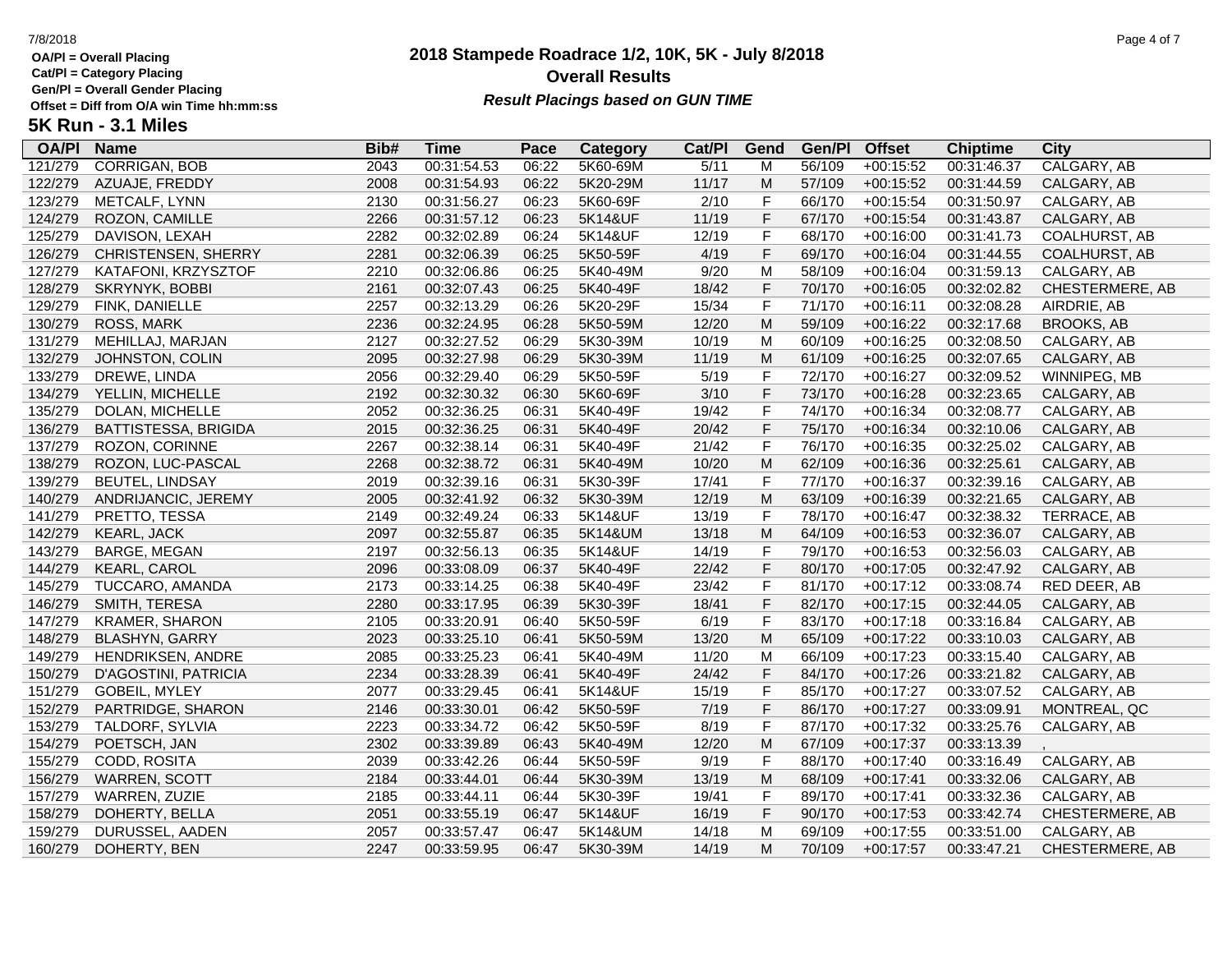OA/Pl = Overall Placing
Cat/Pl = Category Placing
Gen/Pl = Overall Gender Placing
Offset = Diff from O/A win Time hh:mm:ss

# 2018 Stampede Roadrace 1/2, 10K, 5K - July 8/2018

## Overall Results

***Result Placings based on GUN TIME***

## 5K Run - 3.1 Miles

| OA/Pl | Name | Bib# | Time | Pace | Category | Cat/Pl | Gend | Gen/Pl | Offset | Chiptime | City |
|---|---|---|---|---|---|---|---|---|---|---|---|
| 121/279 | CORRIGAN, BOB | 2043 | 00:31:54.53 | 06:22 | 5K60-69M | 5/11 | M | 56/109 | +00:15:52 | 00:31:46.37 | CALGARY, AB |
| 122/279 | AZUAJE, FREDDY | 2008 | 00:31:54.93 | 06:22 | 5K20-29M | 11/17 | M | 57/109 | +00:15:52 | 00:31:44.59 | CALGARY, AB |
| 123/279 | METCALF, LYNN | 2130 | 00:31:56.27 | 06:23 | 5K60-69F | 2/10 | F | 66/170 | +00:15:54 | 00:31:50.97 | CALGARY, AB |
| 124/279 | ROZON, CAMILLE | 2266 | 00:31:57.12 | 06:23 | 5K14&UF | 11/19 | F | 67/170 | +00:15:54 | 00:31:43.87 | CALGARY, AB |
| 125/279 | DAVISON, LEXAH | 2282 | 00:32:02.89 | 06:24 | 5K14&UF | 12/19 | F | 68/170 | +00:16:00 | 00:31:41.73 | COALHURST, AB |
| 126/279 | CHRISTENSEN, SHERRY | 2281 | 00:32:06.39 | 06:25 | 5K50-59F | 4/19 | F | 69/170 | +00:16:04 | 00:31:44.55 | COALHURST, AB |
| 127/279 | KATAFONI, KRZYSZTOF | 2210 | 00:32:06.86 | 06:25 | 5K40-49M | 9/20 | M | 58/109 | +00:16:04 | 00:31:59.13 | CALGARY, AB |
| 128/279 | SKRYNYK, BOBBI | 2161 | 00:32:07.43 | 06:25 | 5K40-49F | 18/42 | F | 70/170 | +00:16:05 | 00:32:02.82 | CHESTERMERE, AB |
| 129/279 | FINK, DANIELLE | 2257 | 00:32:13.29 | 06:26 | 5K20-29F | 15/34 | F | 71/170 | +00:16:11 | 00:32:08.28 | AIRDRIE, AB |
| 130/279 | ROSS, MARK | 2236 | 00:32:24.95 | 06:28 | 5K50-59M | 12/20 | M | 59/109 | +00:16:22 | 00:32:17.68 | BROOKS, AB |
| 131/279 | MEHILLAJ, MARJAN | 2127 | 00:32:27.52 | 06:29 | 5K30-39M | 10/19 | M | 60/109 | +00:16:25 | 00:32:08.50 | CALGARY, AB |
| 132/279 | JOHNSTON, COLIN | 2095 | 00:32:27.98 | 06:29 | 5K30-39M | 11/19 | M | 61/109 | +00:16:25 | 00:32:07.65 | CALGARY, AB |
| 133/279 | DREWE, LINDA | 2056 | 00:32:29.40 | 06:29 | 5K50-59F | 5/19 | F | 72/170 | +00:16:27 | 00:32:09.52 | WINNIPEG, MB |
| 134/279 | YELLIN, MICHELLE | 2192 | 00:32:30.32 | 06:30 | 5K60-69F | 3/10 | F | 73/170 | +00:16:28 | 00:32:23.65 | CALGARY, AB |
| 135/279 | DOLAN, MICHELLE | 2052 | 00:32:36.25 | 06:31 | 5K40-49F | 19/42 | F | 74/170 | +00:16:34 | 00:32:08.77 | CALGARY, AB |
| 136/279 | BATTISTESSA, BRIGIDA | 2015 | 00:32:36.25 | 06:31 | 5K40-49F | 20/42 | F | 75/170 | +00:16:34 | 00:32:10.06 | CALGARY, AB |
| 137/279 | ROZON, CORINNE | 2267 | 00:32:38.14 | 06:31 | 5K40-49F | 21/42 | F | 76/170 | +00:16:35 | 00:32:25.02 | CALGARY, AB |
| 138/279 | ROZON, LUC-PASCAL | 2268 | 00:32:38.72 | 06:31 | 5K40-49M | 10/20 | M | 62/109 | +00:16:36 | 00:32:25.61 | CALGARY, AB |
| 139/279 | BEUTEL, LINDSAY | 2019 | 00:32:39.16 | 06:31 | 5K30-39F | 17/41 | F | 77/170 | +00:16:37 | 00:32:39.16 | CALGARY, AB |
| 140/279 | ANDRIJANCIC, JEREMY | 2005 | 00:32:41.92 | 06:32 | 5K30-39M | 12/19 | M | 63/109 | +00:16:39 | 00:32:21.65 | CALGARY, AB |
| 141/279 | PRETTO, TESSA | 2149 | 00:32:49.24 | 06:33 | 5K14&UF | 13/19 | F | 78/170 | +00:16:47 | 00:32:38.32 | TERRACE, AB |
| 142/279 | KEARL, JACK | 2097 | 00:32:55.87 | 06:35 | 5K14&UM | 13/18 | M | 64/109 | +00:16:53 | 00:32:36.07 | CALGARY, AB |
| 143/279 | BARGE, MEGAN | 2197 | 00:32:56.13 | 06:35 | 5K14&UF | 14/19 | F | 79/170 | +00:16:53 | 00:32:56.03 | CALGARY, AB |
| 144/279 | KEARL, CAROL | 2096 | 00:33:08.09 | 06:37 | 5K40-49F | 22/42 | F | 80/170 | +00:17:05 | 00:32:47.92 | CALGARY, AB |
| 145/279 | TUCCARO, AMANDA | 2173 | 00:33:14.25 | 06:38 | 5K40-49F | 23/42 | F | 81/170 | +00:17:12 | 00:33:08.74 | RED DEER, AB |
| 146/279 | SMITH, TERESA | 2280 | 00:33:17.95 | 06:39 | 5K30-39F | 18/41 | F | 82/170 | +00:17:15 | 00:32:44.05 | CALGARY, AB |
| 147/279 | KRAMER, SHARON | 2105 | 00:33:20.91 | 06:40 | 5K50-59F | 6/19 | F | 83/170 | +00:17:18 | 00:33:16.84 | CALGARY, AB |
| 148/279 | BLASHYN, GARRY | 2023 | 00:33:25.10 | 06:41 | 5K50-59M | 13/20 | M | 65/109 | +00:17:22 | 00:33:10.03 | CALGARY, AB |
| 149/279 | HENDRIKSEN, ANDRE | 2085 | 00:33:25.23 | 06:41 | 5K40-49M | 11/20 | M | 66/109 | +00:17:23 | 00:33:15.40 | CALGARY, AB |
| 150/279 | D'AGOSTINI, PATRICIA | 2234 | 00:33:28.39 | 06:41 | 5K40-49F | 24/42 | F | 84/170 | +00:17:26 | 00:33:21.82 | CALGARY, AB |
| 151/279 | GOBEIL, MYLEY | 2077 | 00:33:29.45 | 06:41 | 5K14&UF | 15/19 | F | 85/170 | +00:17:27 | 00:33:07.52 | CALGARY, AB |
| 152/279 | PARTRIDGE, SHARON | 2146 | 00:33:30.01 | 06:42 | 5K50-59F | 7/19 | F | 86/170 | +00:17:27 | 00:33:09.91 | MONTREAL, QC |
| 153/279 | TALDORF, SYLVIA | 2223 | 00:33:34.72 | 06:42 | 5K50-59F | 8/19 | F | 87/170 | +00:17:32 | 00:33:25.76 | CALGARY, AB |
| 154/279 | POETSCH, JAN | 2302 | 00:33:39.89 | 06:43 | 5K40-49M | 12/20 | M | 67/109 | +00:17:37 | 00:33:13.39 | , |
| 155/279 | CODD, ROSITA | 2039 | 00:33:42.26 | 06:44 | 5K50-59F | 9/19 | F | 88/170 | +00:17:40 | 00:33:16.49 | CALGARY, AB |
| 156/279 | WARREN, SCOTT | 2184 | 00:33:44.01 | 06:44 | 5K30-39M | 13/19 | M | 68/109 | +00:17:41 | 00:33:32.06 | CALGARY, AB |
| 157/279 | WARREN, ZUZIE | 2185 | 00:33:44.11 | 06:44 | 5K30-39F | 19/41 | F | 89/170 | +00:17:41 | 00:33:32.36 | CALGARY, AB |
| 158/279 | DOHERTY, BELLA | 2051 | 00:33:55.19 | 06:47 | 5K14&UF | 16/19 | F | 90/170 | +00:17:53 | 00:33:42.74 | CHESTERMERE, AB |
| 159/279 | DURUSSEL, AADEN | 2057 | 00:33:57.47 | 06:47 | 5K14&UM | 14/18 | M | 69/109 | +00:17:55 | 00:33:51.00 | CALGARY, AB |
| 160/279 | DOHERTY, BEN | 2247 | 00:33:59.95 | 06:47 | 5K30-39M | 14/19 | M | 70/109 | +00:17:57 | 00:33:47.21 | CHESTERMERE, AB |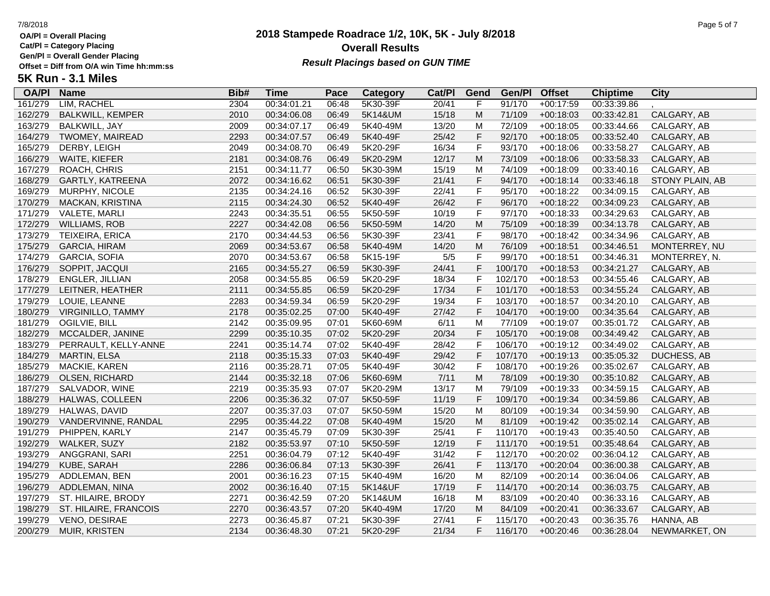# 2018 Stampede Roadrace 1/2, 10K, 5K - July 8/2018

**OA/Pl = Overall Placing**
**Cat/Pl = Category Placing**
**Gen/Pl = Overall Gender Placing**
**Offset = Diff from O/A win Time hh:mm:ss**

## Overall Results

***Result Placings based on GUN TIME***

## 5K Run - 3.1 Miles

| OA/Pl | Name | Bib# | Time | Pace | Category | Cat/Pl | Gend | Gen/Pl | Offset | Chiptime | City |
|---|---|---|---|---|---|---|---|---|---|---|---|
| 161/279 | LIM, RACHEL | 2304 | 00:34:01.21 | 06:48 | 5K30-39F | 20/41 | F | 91/170 | +00:17:59 | 00:33:39.86 | , |
| 162/279 | BALKWILL, KEMPER | 2010 | 00:34:06.08 | 06:49 | 5K14&UM | 15/18 | M | 71/109 | +00:18:03 | 00:33:42.81 | CALGARY, AB |
| 163/279 | BALKWILL, JAY | 2009 | 00:34:07.17 | 06:49 | 5K40-49M | 13/20 | M | 72/109 | +00:18:05 | 00:33:44.66 | CALGARY, AB |
| 164/279 | TWOMEY, MAIREAD | 2293 | 00:34:07.57 | 06:49 | 5K40-49F | 25/42 | F | 92/170 | +00:18:05 | 00:33:52.40 | CALGARY, AB |
| 165/279 | DERBY, LEIGH | 2049 | 00:34:08.70 | 06:49 | 5K20-29F | 16/34 | F | 93/170 | +00:18:06 | 00:33:58.27 | CALGARY, AB |
| 166/279 | WAITE, KIEFER | 2181 | 00:34:08.76 | 06:49 | 5K20-29M | 12/17 | M | 73/109 | +00:18:06 | 00:33:58.33 | CALGARY, AB |
| 167/279 | ROACH, CHRIS | 2151 | 00:34:11.77 | 06:50 | 5K30-39M | 15/19 | M | 74/109 | +00:18:09 | 00:33:40.16 | CALGARY, AB |
| 168/279 | GARTLY, KATREENA | 2072 | 00:34:16.62 | 06:51 | 5K30-39F | 21/41 | F | 94/170 | +00:18:14 | 00:33:46.18 | STONY PLAIN, AB |
| 169/279 | MURPHY, NICOLE | 2135 | 00:34:24.16 | 06:52 | 5K30-39F | 22/41 | F | 95/170 | +00:18:22 | 00:34:09.15 | CALGARY, AB |
| 170/279 | MACKAN, KRISTINA | 2115 | 00:34:24.30 | 06:52 | 5K40-49F | 26/42 | F | 96/170 | +00:18:22 | 00:34:09.23 | CALGARY, AB |
| 171/279 | VALETE, MARLI | 2243 | 00:34:35.51 | 06:55 | 5K50-59F | 10/19 | F | 97/170 | +00:18:33 | 00:34:29.63 | CALGARY, AB |
| 172/279 | WILLIAMS, ROB | 2227 | 00:34:42.08 | 06:56 | 5K50-59M | 14/20 | M | 75/109 | +00:18:39 | 00:34:13.78 | CALGARY, AB |
| 173/279 | TEIXEIRA, ERICA | 2170 | 00:34:44.53 | 06:56 | 5K30-39F | 23/41 | F | 98/170 | +00:18:42 | 00:34:34.96 | CALGARY, AB |
| 175/279 | GARCIA, HIRAM | 2069 | 00:34:53.67 | 06:58 | 5K40-49M | 14/20 | M | 76/109 | +00:18:51 | 00:34:46.51 | MONTERREY, NU |
| 174/279 | GARCIA, SOFIA | 2070 | 00:34:53.67 | 06:58 | 5K15-19F | 5/5 | F | 99/170 | +00:18:51 | 00:34:46.31 | MONTERREY, N. |
| 176/279 | SOPPIT, JACQUI | 2165 | 00:34:55.27 | 06:59 | 5K30-39F | 24/41 | F | 100/170 | +00:18:53 | 00:34:21.27 | CALGARY, AB |
| 178/279 | ENGLER, JILLIAN | 2058 | 00:34:55.85 | 06:59 | 5K20-29F | 18/34 | F | 102/170 | +00:18:53 | 00:34:55.46 | CALGARY, AB |
| 177/279 | LEITNER, HEATHER | 2111 | 00:34:55.85 | 06:59 | 5K20-29F | 17/34 | F | 101/170 | +00:18:53 | 00:34:55.24 | CALGARY, AB |
| 179/279 | LOUIE, LEANNE | 2283 | 00:34:59.34 | 06:59 | 5K20-29F | 19/34 | F | 103/170 | +00:18:57 | 00:34:20.10 | CALGARY, AB |
| 180/279 | VIRGINILLO, TAMMY | 2178 | 00:35:02.25 | 07:00 | 5K40-49F | 27/42 | F | 104/170 | +00:19:00 | 00:34:35.64 | CALGARY, AB |
| 181/279 | OGILVIE, BILL | 2142 | 00:35:09.95 | 07:01 | 5K60-69M | 6/11 | M | 77/109 | +00:19:07 | 00:35:01.72 | CALGARY, AB |
| 182/279 | MCCALDER, JANINE | 2299 | 00:35:10.35 | 07:02 | 5K20-29F | 20/34 | F | 105/170 | +00:19:08 | 00:34:49.42 | CALGARY, AB |
| 183/279 | PERRAULT, KELLY-ANNE | 2241 | 00:35:14.74 | 07:02 | 5K40-49F | 28/42 | F | 106/170 | +00:19:12 | 00:34:49.02 | CALGARY, AB |
| 184/279 | MARTIN, ELSA | 2118 | 00:35:15.33 | 07:03 | 5K40-49F | 29/42 | F | 107/170 | +00:19:13 | 00:35:05.32 | DUCHESS, AB |
| 185/279 | MACKIE, KAREN | 2116 | 00:35:28.71 | 07:05 | 5K40-49F | 30/42 | F | 108/170 | +00:19:26 | 00:35:02.67 | CALGARY, AB |
| 186/279 | OLSEN, RICHARD | 2144 | 00:35:32.18 | 07:06 | 5K60-69M | 7/11 | M | 78/109 | +00:19:30 | 00:35:10.82 | CALGARY, AB |
| 187/279 | SALVADOR, WINE | 2219 | 00:35:35.93 | 07:07 | 5K20-29M | 13/17 | M | 79/109 | +00:19:33 | 00:34:59.15 | CALGARY, AB |
| 188/279 | HALWAS, COLLEEN | 2206 | 00:35:36.32 | 07:07 | 5K50-59F | 11/19 | F | 109/170 | +00:19:34 | 00:34:59.86 | CALGARY, AB |
| 189/279 | HALWAS, DAVID | 2207 | 00:35:37.03 | 07:07 | 5K50-59M | 15/20 | M | 80/109 | +00:19:34 | 00:34:59.90 | CALGARY, AB |
| 190/279 | VANDERVINNE, RANDAL | 2295 | 00:35:44.22 | 07:08 | 5K40-49M | 15/20 | M | 81/109 | +00:19:42 | 00:35:02.14 | CALGARY, AB |
| 191/279 | PHIPPEN, KARLY | 2147 | 00:35:45.79 | 07:09 | 5K30-39F | 25/41 | F | 110/170 | +00:19:43 | 00:35:40.50 | CALGARY, AB |
| 192/279 | WALKER, SUZY | 2182 | 00:35:53.97 | 07:10 | 5K50-59F | 12/19 | F | 111/170 | +00:19:51 | 00:35:48.64 | CALGARY, AB |
| 193/279 | ANGGRANI, SARI | 2251 | 00:36:04.79 | 07:12 | 5K40-49F | 31/42 | F | 112/170 | +00:20:02 | 00:36:04.12 | CALGARY, AB |
| 194/279 | KUBE, SARAH | 2286 | 00:36:06.84 | 07:13 | 5K30-39F | 26/41 | F | 113/170 | +00:20:04 | 00:36:00.38 | CALGARY, AB |
| 195/279 | ADDLEMAN, BEN | 2001 | 00:36:16.23 | 07:15 | 5K40-49M | 16/20 | M | 82/109 | +00:20:14 | 00:36:04.06 | CALGARY, AB |
| 196/279 | ADDLEMAN, NINA | 2002 | 00:36:16.40 | 07:15 | 5K14&UF | 17/19 | F | 114/170 | +00:20:14 | 00:36:03.75 | CALGARY, AB |
| 197/279 | ST. HILAIRE, BRODY | 2271 | 00:36:42.59 | 07:20 | 5K14&UM | 16/18 | M | 83/109 | +00:20:40 | 00:36:33.16 | CALGARY, AB |
| 198/279 | ST. HILAIRE, FRANCOIS | 2270 | 00:36:43.57 | 07:20 | 5K40-49M | 17/20 | M | 84/109 | +00:20:41 | 00:36:33.67 | CALGARY, AB |
| 199/279 | VENO, DESIRAE | 2273 | 00:36:45.87 | 07:21 | 5K30-39F | 27/41 | F | 115/170 | +00:20:43 | 00:36:35.76 | HANNA, AB |
| 200/279 | MUIR, KRISTEN | 2134 | 00:36:48.30 | 07:21 | 5K20-29F | 21/34 | F | 116/170 | +00:20:46 | 00:36:28.04 | NEWMARKET, ON |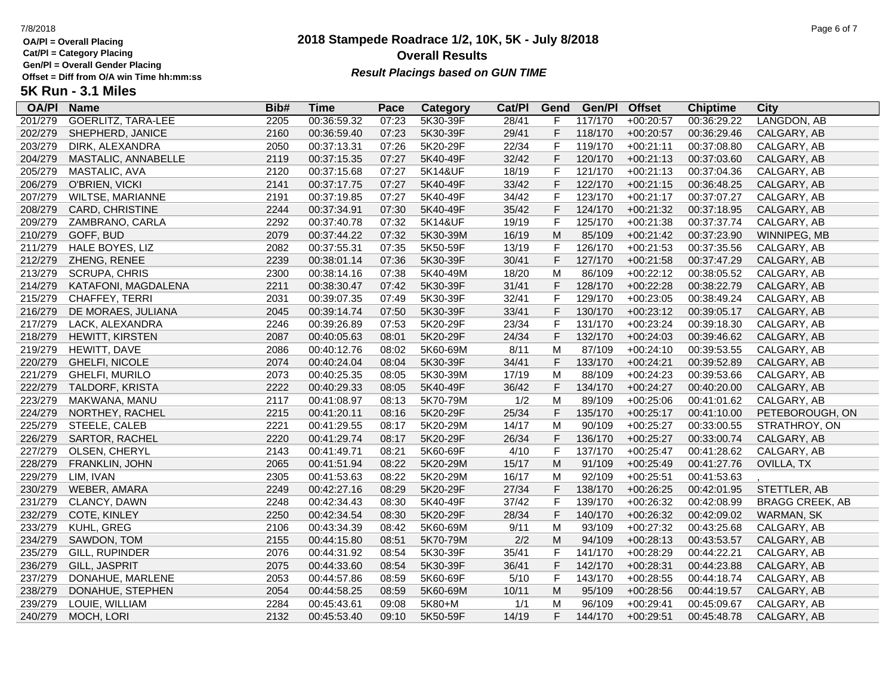# 2018 Stampede Roadrace 1/2, 10K, 5K - July 8/2018

## Overall Results

***Result Placings based on GUN TIME***

**OA/Pl = Overall Placing**
**Cat/Pl = Category Placing**
**Gen/Pl = Overall Gender Placing**
**Offset = Diff from O/A win Time hh:mm:ss**

### 5K Run - 3.1 Miles

| OA/Pl | Name | Bib# | Time | Pace | Category | Cat/Pl | Gend | Gen/Pl | Offset | Chiptime | City |
|---|---|---|---|---|---|---|---|---|---|---|---|
| 201/279 | GOERLITZ, TARA-LEE | 2205 | 00:36:59.32 | 07:23 | 5K30-39F | 28/41 | F | 117/170 | +00:20:57 | 00:36:29.22 | LANGDON, AB |
| 202/279 | SHEPHERD, JANICE | 2160 | 00:36:59.40 | 07:23 | 5K30-39F | 29/41 | F | 118/170 | +00:20:57 | 00:36:29.46 | CALGARY, AB |
| 203/279 | DIRK, ALEXANDRA | 2050 | 00:37:13.31 | 07:26 | 5K20-29F | 22/34 | F | 119/170 | +00:21:11 | 00:37:08.80 | CALGARY, AB |
| 204/279 | MASTALIC, ANNABELLE | 2119 | 00:37:15.35 | 07:27 | 5K40-49F | 32/42 | F | 120/170 | +00:21:13 | 00:37:03.60 | CALGARY, AB |
| 205/279 | MASTALIC, AVA | 2120 | 00:37:15.68 | 07:27 | 5K14&UF | 18/19 | F | 121/170 | +00:21:13 | 00:37:04.36 | CALGARY, AB |
| 206/279 | O'BRIEN, VICKI | 2141 | 00:37:17.75 | 07:27 | 5K40-49F | 33/42 | F | 122/170 | +00:21:15 | 00:36:48.25 | CALGARY, AB |
| 207/279 | WILTSE, MARIANNE | 2191 | 00:37:19.85 | 07:27 | 5K40-49F | 34/42 | F | 123/170 | +00:21:17 | 00:37:07.27 | CALGARY, AB |
| 208/279 | CARD, CHRISTINE | 2244 | 00:37:34.91 | 07:30 | 5K40-49F | 35/42 | F | 124/170 | +00:21:32 | 00:37:18.95 | CALGARY, AB |
| 209/279 | ZAMBRANO, CARLA | 2292 | 00:37:40.78 | 07:32 | 5K14&UF | 19/19 | F | 125/170 | +00:21:38 | 00:37:37.74 | CALGARY, AB |
| 210/279 | GOFF, BUD | 2079 | 00:37:44.22 | 07:32 | 5K30-39M | 16/19 | M | 85/109 | +00:21:42 | 00:37:23.90 | WINNIPEG, MB |
| 211/279 | HALE BOYES, LIZ | 2082 | 00:37:55.31 | 07:35 | 5K50-59F | 13/19 | F | 126/170 | +00:21:53 | 00:37:35.56 | CALGARY, AB |
| 212/279 | ZHENG, RENEE | 2239 | 00:38:01.14 | 07:36 | 5K30-39F | 30/41 | F | 127/170 | +00:21:58 | 00:37:47.29 | CALGARY, AB |
| 213/279 | SCRUPA, CHRIS | 2300 | 00:38:14.16 | 07:38 | 5K40-49M | 18/20 | M | 86/109 | +00:22:12 | 00:38:05.52 | CALGARY, AB |
| 214/279 | KATAFONI, MAGDALENA | 2211 | 00:38:30.47 | 07:42 | 5K30-39F | 31/41 | F | 128/170 | +00:22:28 | 00:38:22.79 | CALGARY, AB |
| 215/279 | CHAFFEY, TERRI | 2031 | 00:39:07.35 | 07:49 | 5K30-39F | 32/41 | F | 129/170 | +00:23:05 | 00:38:49.24 | CALGARY, AB |
| 216/279 | DE MORAES, JULIANA | 2045 | 00:39:14.74 | 07:50 | 5K30-39F | 33/41 | F | 130/170 | +00:23:12 | 00:39:05.17 | CALGARY, AB |
| 217/279 | LACK, ALEXANDRA | 2246 | 00:39:26.89 | 07:53 | 5K20-29F | 23/34 | F | 131/170 | +00:23:24 | 00:39:18.30 | CALGARY, AB |
| 218/279 | HEWITT, KIRSTEN | 2087 | 00:40:05.63 | 08:01 | 5K20-29F | 24/34 | F | 132/170 | +00:24:03 | 00:39:46.62 | CALGARY, AB |
| 219/279 | HEWITT, DAVE | 2086 | 00:40:12.76 | 08:02 | 5K60-69M | 8/11 | M | 87/109 | +00:24:10 | 00:39:53.55 | CALGARY, AB |
| 220/279 | GHELFI, NICOLE | 2074 | 00:40:24.04 | 08:04 | 5K30-39F | 34/41 | F | 133/170 | +00:24:21 | 00:39:52.89 | CALGARY, AB |
| 221/279 | GHELFI, MURILO | 2073 | 00:40:25.35 | 08:05 | 5K30-39M | 17/19 | M | 88/109 | +00:24:23 | 00:39:53.66 | CALGARY, AB |
| 222/279 | TALDORF, KRISTA | 2222 | 00:40:29.33 | 08:05 | 5K40-49F | 36/42 | F | 134/170 | +00:24:27 | 00:40:20.00 | CALGARY, AB |
| 223/279 | MAKWANA, MANU | 2117 | 00:41:08.97 | 08:13 | 5K70-79M | 1/2 | M | 89/109 | +00:25:06 | 00:41:01.62 | CALGARY, AB |
| 224/279 | NORTHEY, RACHEL | 2215 | 00:41:20.11 | 08:16 | 5K20-29F | 25/34 | F | 135/170 | +00:25:17 | 00:41:10.00 | PETEBOROUGH, ON |
| 225/279 | STEELE, CALEB | 2221 | 00:41:29.55 | 08:17 | 5K20-29M | 14/17 | M | 90/109 | +00:25:27 | 00:33:00.55 | STRATHROY, ON |
| 226/279 | SARTOR, RACHEL | 2220 | 00:41:29.74 | 08:17 | 5K20-29F | 26/34 | F | 136/170 | +00:25:27 | 00:33:00.74 | CALGARY, AB |
| 227/279 | OLSEN, CHERYL | 2143 | 00:41:49.71 | 08:21 | 5K60-69F | 4/10 | F | 137/170 | +00:25:47 | 00:41:28.62 | CALGARY, AB |
| 228/279 | FRANKLIN, JOHN | 2065 | 00:41:51.94 | 08:22 | 5K20-29M | 15/17 | M | 91/109 | +00:25:49 | 00:41:27.76 | OVILLA, TX |
| 229/279 | LIM, IVAN | 2305 | 00:41:53.63 | 08:22 | 5K20-29M | 16/17 | M | 92/109 | +00:25:51 | 00:41:53.63 | , |
| 230/279 | WEBER, AMARA | 2249 | 00:42:27.16 | 08:29 | 5K20-29F | 27/34 | F | 138/170 | +00:26:25 | 00:42:01.95 | STETTLER, AB |
| 231/279 | CLANCY, DAWN | 2248 | 00:42:34.43 | 08:30 | 5K40-49F | 37/42 | F | 139/170 | +00:26:32 | 00:42:08.99 | BRAGG CREEK, AB |
| 232/279 | COTE, KINLEY | 2250 | 00:42:34.54 | 08:30 | 5K20-29F | 28/34 | F | 140/170 | +00:26:32 | 00:42:09.02 | WARMAN, SK |
| 233/279 | KUHL, GREG | 2106 | 00:43:34.39 | 08:42 | 5K60-69M | 9/11 | M | 93/109 | +00:27:32 | 00:43:25.68 | CALGARY, AB |
| 234/279 | SAWDON, TOM | 2155 | 00:44:15.80 | 08:51 | 5K70-79M | 2/2 | M | 94/109 | +00:28:13 | 00:43:53.57 | CALGARY, AB |
| 235/279 | GILL, RUPINDER | 2076 | 00:44:31.92 | 08:54 | 5K30-39F | 35/41 | F | 141/170 | +00:28:29 | 00:44:22.21 | CALGARY, AB |
| 236/279 | GILL, JASPRIT | 2075 | 00:44:33.60 | 08:54 | 5K30-39F | 36/41 | F | 142/170 | +00:28:31 | 00:44:23.88 | CALGARY, AB |
| 237/279 | DONAHUE, MARLENE | 2053 | 00:44:57.86 | 08:59 | 5K60-69F | 5/10 | F | 143/170 | +00:28:55 | 00:44:18.74 | CALGARY, AB |
| 238/279 | DONAHUE, STEPHEN | 2054 | 00:44:58.25 | 08:59 | 5K60-69M | 10/11 | M | 95/109 | +00:28:56 | 00:44:19.57 | CALGARY, AB |
| 239/279 | LOUIE, WILLIAM | 2284 | 00:45:43.61 | 09:08 | 5K80+M | 1/1 | M | 96/109 | +00:29:41 | 00:45:09.67 | CALGARY, AB |
| 240/279 | MOCH, LORI | 2132 | 00:45:53.40 | 09:10 | 5K50-59F | 14/19 | F | 144/170 | +00:29:51 | 00:45:48.78 | CALGARY, AB |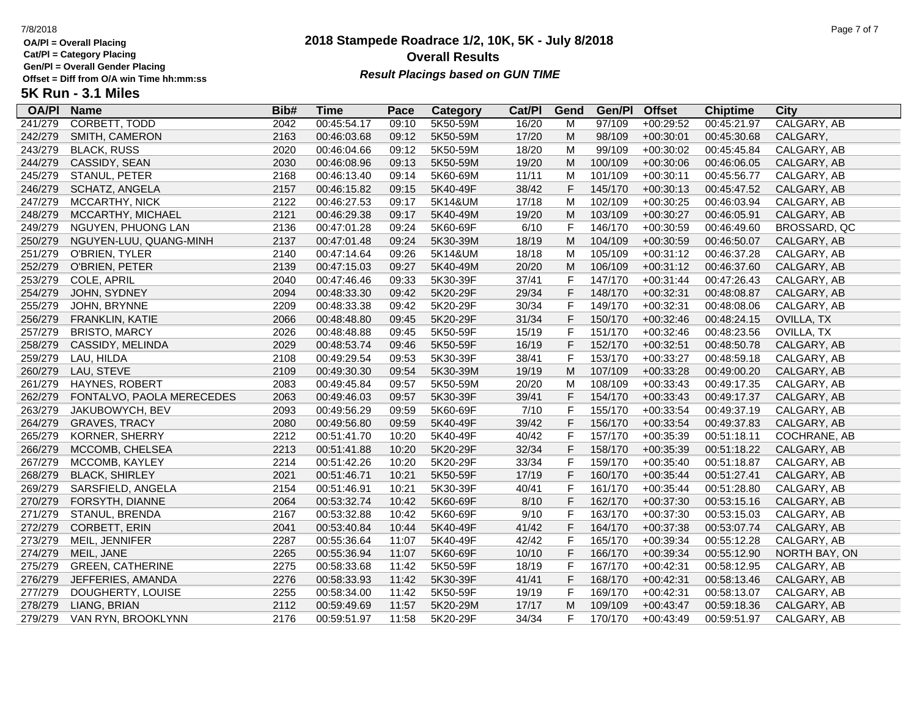# 2018 Stampede Roadrace 1/2, 10K, 5K - July 8/2018

## Overall Results

***Result Placings based on GUN TIME***

7/8/2018

**OA/Pl = Overall Placing**
**Cat/Pl = Category Placing**
**Gen/Pl = Overall Gender Placing**
**Offset = Diff from O/A win Time hh:mm:ss**

### 5K Run - 3.1 Miles

| OA/Pl | Name | Bib# | Time | Pace | Category | Cat/Pl | Gend | Gen/Pl | Offset | Chiptime | City |
|---|---|---|---|---|---|---|---|---|---|---|---|
| 241/279 | CORBETT, TODD | 2042 | 00:45:54.17 | 09:10 | 5K50-59M | 16/20 | M | 97/109 | +00:29:52 | 00:45:21.97 | CALGARY, AB |
| 242/279 | SMITH, CAMERON | 2163 | 00:46:03.68 | 09:12 | 5K50-59M | 17/20 | M | 98/109 | +00:30:01 | 00:45:30.68 | CALGARY, |
| 243/279 | BLACK, RUSS | 2020 | 00:46:04.66 | 09:12 | 5K50-59M | 18/20 | M | 99/109 | +00:30:02 | 00:45:45.84 | CALGARY, AB |
| 244/279 | CASSIDY, SEAN | 2030 | 00:46:08.96 | 09:13 | 5K50-59M | 19/20 | M | 100/109 | +00:30:06 | 00:46:06.05 | CALGARY, AB |
| 245/279 | STANUL, PETER | 2168 | 00:46:13.40 | 09:14 | 5K60-69M | 11/11 | M | 101/109 | +00:30:11 | 00:45:56.77 | CALGARY, AB |
| 246/279 | SCHATZ, ANGELA | 2157 | 00:46:15.82 | 09:15 | 5K40-49F | 38/42 | F | 145/170 | +00:30:13 | 00:45:47.52 | CALGARY, AB |
| 247/279 | MCCARTHY, NICK | 2122 | 00:46:27.53 | 09:17 | 5K14&UM | 17/18 | M | 102/109 | +00:30:25 | 00:46:03.94 | CALGARY, AB |
| 248/279 | MCCARTHY, MICHAEL | 2121 | 00:46:29.38 | 09:17 | 5K40-49M | 19/20 | M | 103/109 | +00:30:27 | 00:46:05.91 | CALGARY, AB |
| 249/279 | NGUYEN, PHUONG LAN | 2136 | 00:47:01.28 | 09:24 | 5K60-69F | 6/10 | F | 146/170 | +00:30:59 | 00:46:49.60 | BROSSARD, QC |
| 250/279 | NGUYEN-LUU, QUANG-MINH | 2137 | 00:47:01.48 | 09:24 | 5K30-39M | 18/19 | M | 104/109 | +00:30:59 | 00:46:50.07 | CALGARY, AB |
| 251/279 | O'BRIEN, TYLER | 2140 | 00:47:14.64 | 09:26 | 5K14&UM | 18/18 | M | 105/109 | +00:31:12 | 00:46:37.28 | CALGARY, AB |
| 252/279 | O'BRIEN, PETER | 2139 | 00:47:15.03 | 09:27 | 5K40-49M | 20/20 | M | 106/109 | +00:31:12 | 00:46:37.60 | CALGARY, AB |
| 253/279 | COLE, APRIL | 2040 | 00:47:46.46 | 09:33 | 5K30-39F | 37/41 | F | 147/170 | +00:31:44 | 00:47:26.43 | CALGARY, AB |
| 254/279 | JOHN, SYDNEY | 2094 | 00:48:33.30 | 09:42 | 5K20-29F | 29/34 | F | 148/170 | +00:32:31 | 00:48:08.87 | CALGARY, AB |
| 255/279 | JOHN, BRYNNE | 2209 | 00:48:33.38 | 09:42 | 5K20-29F | 30/34 | F | 149/170 | +00:32:31 | 00:48:08.06 | CALGARY, AB |
| 256/279 | FRANKLIN, KATIE | 2066 | 00:48:48.80 | 09:45 | 5K20-29F | 31/34 | F | 150/170 | +00:32:46 | 00:48:24.15 | OVILLA, TX |
| 257/279 | BRISTO, MARCY | 2026 | 00:48:48.88 | 09:45 | 5K50-59F | 15/19 | F | 151/170 | +00:32:46 | 00:48:23.56 | OVILLA, TX |
| 258/279 | CASSIDY, MELINDA | 2029 | 00:48:53.74 | 09:46 | 5K50-59F | 16/19 | F | 152/170 | +00:32:51 | 00:48:50.78 | CALGARY, AB |
| 259/279 | LAU, HILDA | 2108 | 00:49:29.54 | 09:53 | 5K30-39F | 38/41 | F | 153/170 | +00:33:27 | 00:48:59.18 | CALGARY, AB |
| 260/279 | LAU, STEVE | 2109 | 00:49:30.30 | 09:54 | 5K30-39M | 19/19 | M | 107/109 | +00:33:28 | 00:49:00.20 | CALGARY, AB |
| 261/279 | HAYNES, ROBERT | 2083 | 00:49:45.84 | 09:57 | 5K50-59M | 20/20 | M | 108/109 | +00:33:43 | 00:49:17.35 | CALGARY, AB |
| 262/279 | FONTALVO, PAOLA MERECEDES | 2063 | 00:49:46.03 | 09:57 | 5K30-39F | 39/41 | F | 154/170 | +00:33:43 | 00:49:17.37 | CALGARY, AB |
| 263/279 | JAKUBOWYCH, BEV | 2093 | 00:49:56.29 | 09:59 | 5K60-69F | 7/10 | F | 155/170 | +00:33:54 | 00:49:37.19 | CALGARY, AB |
| 264/279 | GRAVES, TRACY | 2080 | 00:49:56.80 | 09:59 | 5K40-49F | 39/42 | F | 156/170 | +00:33:54 | 00:49:37.83 | CALGARY, AB |
| 265/279 | KORNER, SHERRY | 2212 | 00:51:41.70 | 10:20 | 5K40-49F | 40/42 | F | 157/170 | +00:35:39 | 00:51:18.11 | COCHRANE, AB |
| 266/279 | MCCOMB, CHELSEA | 2213 | 00:51:41.88 | 10:20 | 5K20-29F | 32/34 | F | 158/170 | +00:35:39 | 00:51:18.22 | CALGARY, AB |
| 267/279 | MCCOMB, KAYLEY | 2214 | 00:51:42.26 | 10:20 | 5K20-29F | 33/34 | F | 159/170 | +00:35:40 | 00:51:18.87 | CALGARY, AB |
| 268/279 | BLACK, SHIRLEY | 2021 | 00:51:46.71 | 10:21 | 5K50-59F | 17/19 | F | 160/170 | +00:35:44 | 00:51:27.41 | CALGARY, AB |
| 269/279 | SARSFIELD, ANGELA | 2154 | 00:51:46.91 | 10:21 | 5K30-39F | 40/41 | F | 161/170 | +00:35:44 | 00:51:28.80 | CALGARY, AB |
| 270/279 | FORSYTH, DIANNE | 2064 | 00:53:32.74 | 10:42 | 5K60-69F | 8/10 | F | 162/170 | +00:37:30 | 00:53:15.16 | CALGARY, AB |
| 271/279 | STANUL, BRENDA | 2167 | 00:53:32.88 | 10:42 | 5K60-69F | 9/10 | F | 163/170 | +00:37:30 | 00:53:15.03 | CALGARY, AB |
| 272/279 | CORBETT, ERIN | 2041 | 00:53:40.84 | 10:44 | 5K40-49F | 41/42 | F | 164/170 | +00:37:38 | 00:53:07.74 | CALGARY, AB |
| 273/279 | MEIL, JENNIFER | 2287 | 00:55:36.64 | 11:07 | 5K40-49F | 42/42 | F | 165/170 | +00:39:34 | 00:55:12.28 | CALGARY, AB |
| 274/279 | MEIL, JANE | 2265 | 00:55:36.94 | 11:07 | 5K60-69F | 10/10 | F | 166/170 | +00:39:34 | 00:55:12.90 | NORTH BAY, ON |
| 275/279 | GREEN, CATHERINE | 2275 | 00:58:33.68 | 11:42 | 5K50-59F | 18/19 | F | 167/170 | +00:42:31 | 00:58:12.95 | CALGARY, AB |
| 276/279 | JEFFERIES, AMANDA | 2276 | 00:58:33.93 | 11:42 | 5K30-39F | 41/41 | F | 168/170 | +00:42:31 | 00:58:13.46 | CALGARY, AB |
| 277/279 | DOUGHERTY, LOUISE | 2255 | 00:58:34.00 | 11:42 | 5K50-59F | 19/19 | F | 169/170 | +00:42:31 | 00:58:13.07 | CALGARY, AB |
| 278/279 | LIANG, BRIAN | 2112 | 00:59:49.69 | 11:57 | 5K20-29M | 17/17 | M | 109/109 | +00:43:47 | 00:59:18.36 | CALGARY, AB |
| 279/279 | VAN RYN, BROOKLYNN | 2176 | 00:59:51.97 | 11:58 | 5K20-29F | 34/34 | F | 170/170 | +00:43:49 | 00:59:51.97 | CALGARY, AB |